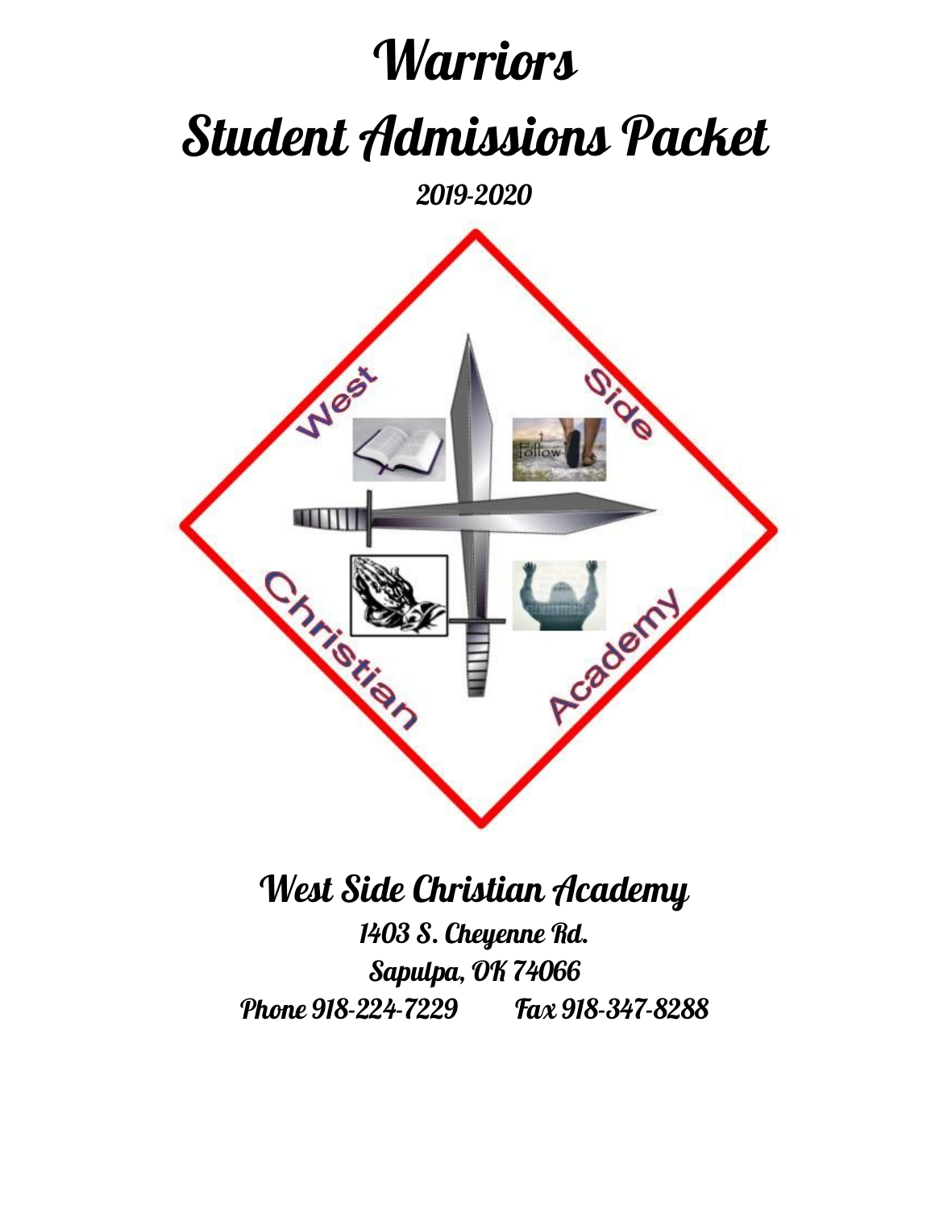# Warriors

# Student Admissions Packet

*2019-2020*

## West Side Christian Academy

**1403 S. Cheyenne Rd.**
**Sapulpa, OK 74066**
**Phone 918-224-7229 Fax 918-347-8288**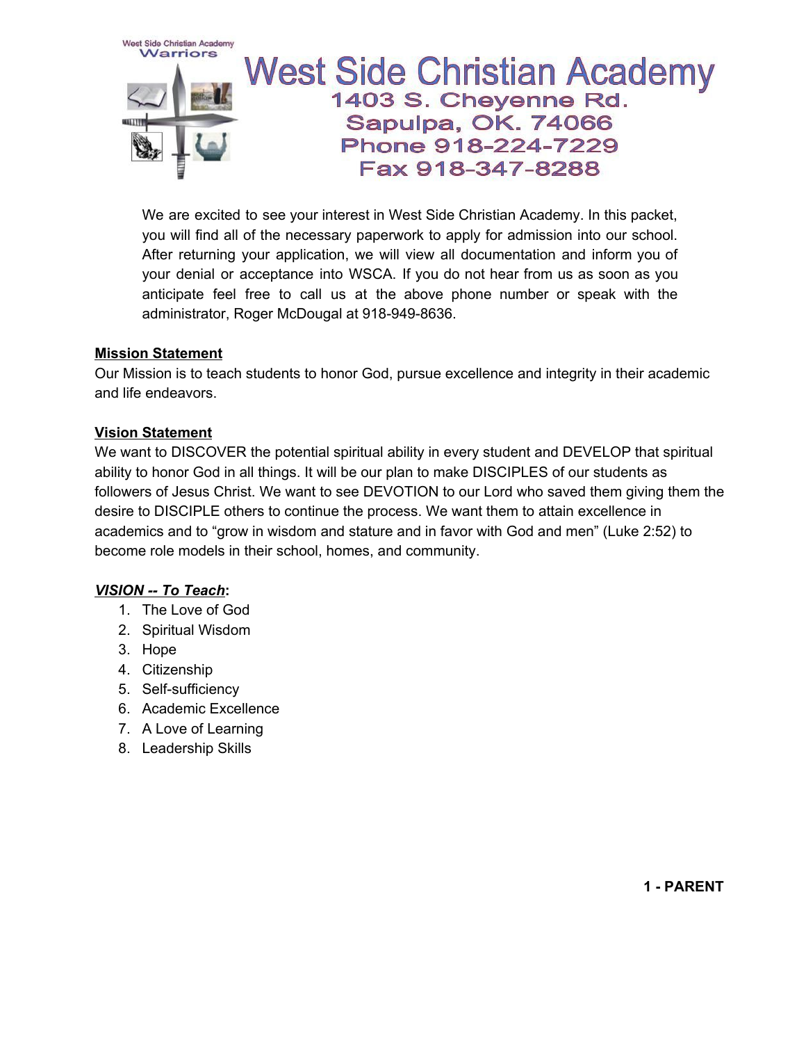# West Side Christian Academy

West Side Christian Academy
Warriors

1403 S. Cheyenne Rd.
Sapulpa, OK. 74066
Phone 918-224-7229
Fax 918-347-8288

We are excited to see your interest in West Side Christian Academy. In this packet, you will find all of the necessary paperwork to apply for admission into our school. After returning your application, we will view all documentation and inform you of your denial or acceptance into WSCA. If you do not hear from us as soon as you anticipate feel free to call us at the above phone number or speak with the administrator, Roger McDougal at 918-949-8636.

**Mission Statement**

Our Mission is to teach students to honor God, pursue excellence and integrity in their academic and life endeavors.

**Vision Statement**

We want to DISCOVER the potential spiritual ability in every student and DEVELOP that spiritual ability to honor God in all things. It will be our plan to make DISCIPLES of our students as followers of Jesus Christ. We want to see DEVOTION to our Lord who saved them giving them the desire to DISCIPLE others to continue the process. We want them to attain excellence in academics and to "grow in wisdom and stature and in favor with God and men" (Luke 2:52) to become role models in their school, homes, and community.

***VISION -- To Teach*:**

1. The Love of God
2. Spiritual Wisdom
3. Hope
4. Citizenship
5. Self-sufficiency
6. Academic Excellence
7. A Love of Learning
8. Leadership Skills

**1 - PARENT**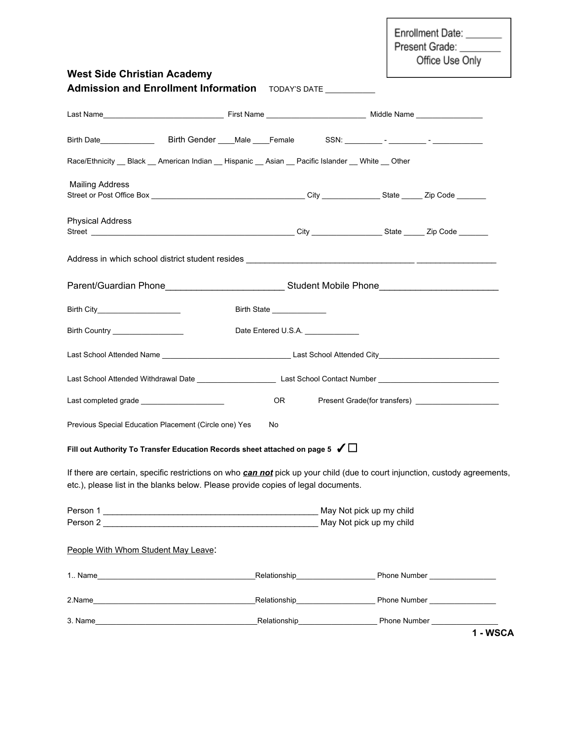Enrollment Date: _______
Present Grade: ________
Office Use Only

**West Side Christian Academy**
**Admission and Enrollment Information** TODAY'S DATE ___________

Last Name____________________________ First Name _______________________ Middle Name ________________

Birth Date_____________ Birth Gender ____Male ____Female SSN: _________ - _________ - ____________

Race/Ethnicity __ Black __ American Indian __ Hispanic __ Asian __ Pacific Islander __ White __ Other

Mailing Address
Street or Post Office Box ____________________________________ City ______________ State _____ Zip Code _______

Physical Address
Street ________________________________________________ City ________________ State _____ Zip Code _______

Address in which school district student resides ________________________________________ _________________

Parent/Guardian Phone_______________________ Student Mobile Phone_______________________

Birth City____________________ Birth State _____________

Birth Country _________________ Date Entered U.S.A. _____________

Last School Attended Name ______________________________ Last School Attended City____________________________

Last School Attended Withdrawal Date ___________________ Last School Contact Number ____________________________

Last completed grade ____________________ OR Present Grade(for transfers) ____________________

Previous Special Education Placement (Circle one) Yes No

**Fill out Authority To Transfer Education Records sheet attached on page 5** ✔☐

If there are certain, specific restrictions on who ***can not*** pick up your child (due to court injunction, custody agreements, etc.), please list in the blanks below. Please provide copies of legal documents.

Person 1 ______________________________________________ May Not pick up my child
Person 2 ______________________________________________ May Not pick up my child

People With Whom Student May Leave:

1.. Name_____________________________________Relationship__________________ Phone Number ________________

2.Name______________________________________Relationship__________________ Phone Number ________________

3. Name______________________________________Relationship__________________ Phone Number ________________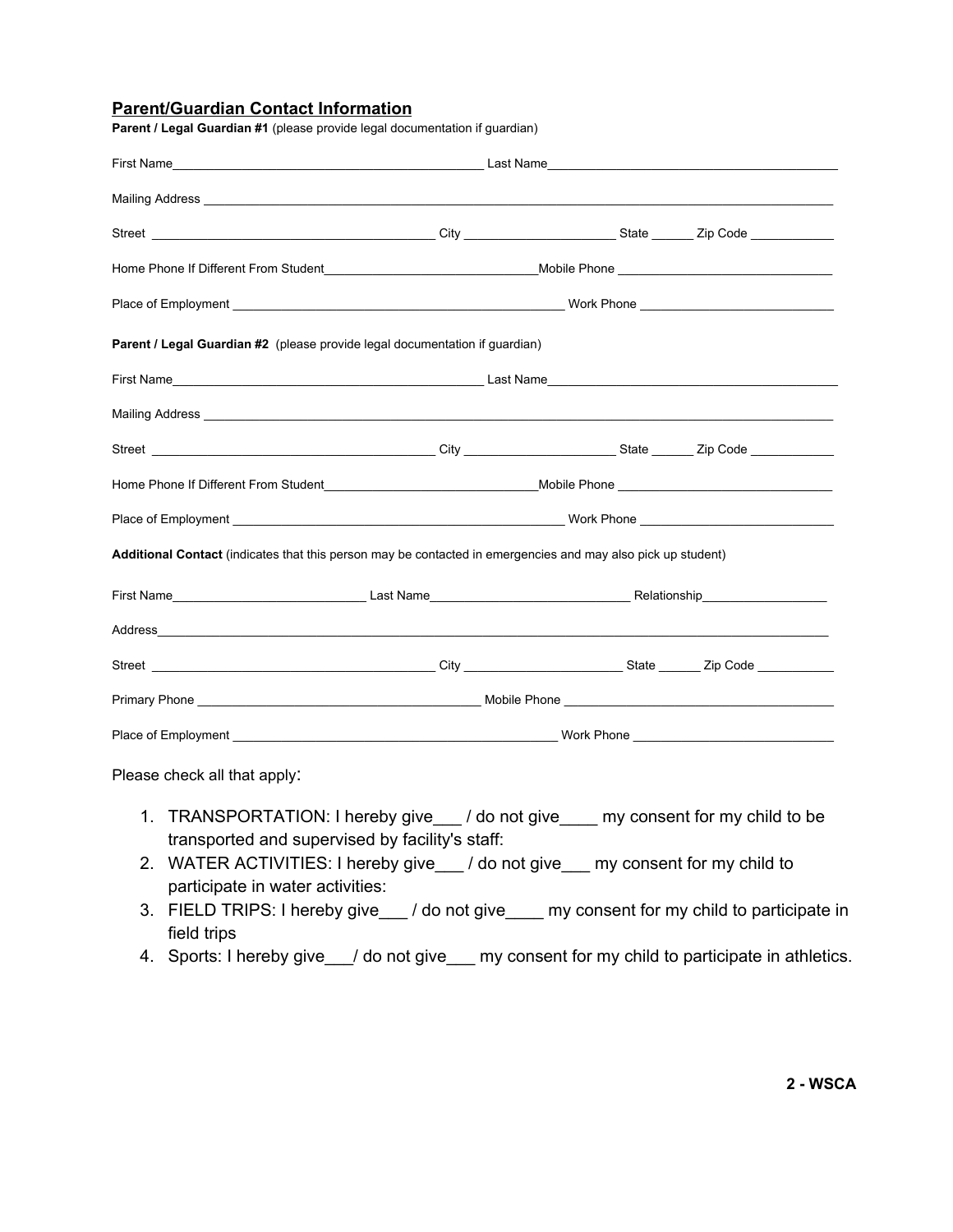## Parent/Guardian Contact Information

**Parent / Legal Guardian #1** (please provide legal documentation if guardian)

First Name_______________________________________________ Last Name_____________________________________________

Mailing Address _______________________________________________________________________________________________

Street __________________________________________ City ______________________ State ______ Zip Code ____________

Home Phone If Different From Student________________________________Mobile Phone _______________________________

Place of Employment _________________________________________________ Work Phone ____________________________

**Parent / Legal Guardian #2** (please provide legal documentation if guardian)

First Name_______________________________________________ Last Name_____________________________________________

Mailing Address _______________________________________________________________________________________________

Street __________________________________________ City ______________________ State ______ Zip Code ____________

Home Phone If Different From Student________________________________Mobile Phone _______________________________

Place of Employment _________________________________________________ Work Phone ____________________________

**Additional Contact** (indicates that this person may be contacted in emergencies and may also pick up student)

First Name_____________________________ Last Name_____________________________ Relationship__________________

Address_______________________________________________________________________________________________________

Street __________________________________________ City _______________________ State ______ Zip Code ___________

Primary Phone __________________________________________ Mobile Phone ______________________________________

Place of Employment _________________________________________________ Work Phone ____________________________

Please check all that apply:

1. TRANSPORTATION: I hereby give___ / do not give____ my consent for my child to be transported and supervised by facility's staff:
2. WATER ACTIVITIES: I hereby give___ / do not give___ my consent for my child to participate in water activities:
3. FIELD TRIPS: I hereby give___ / do not give____ my consent for my child to participate in field trips
4. Sports: I hereby give___/ do not give___ my consent for my child to participate in athletics.

**2 - WSCA**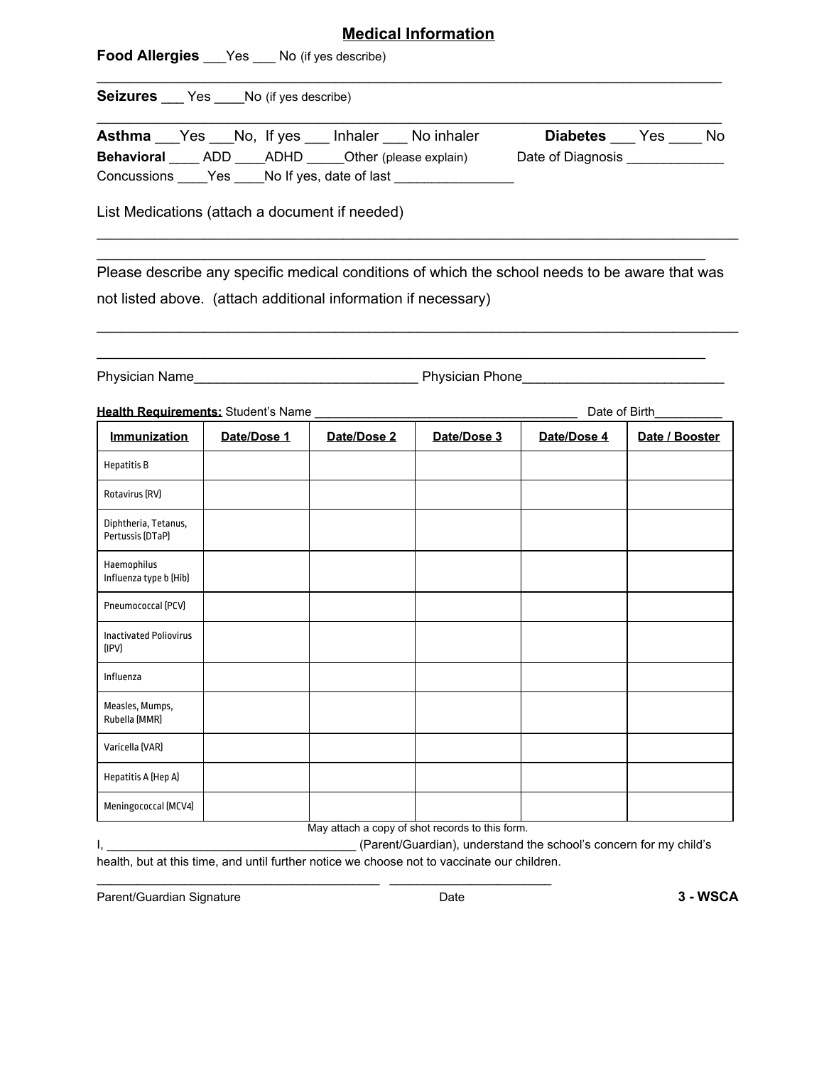## Medical Information

**Food Allergies** ___Yes ___ No (if yes describe)

______________________________________________________________________________

**Seizures** ___ Yes ____No (if yes describe)

______________________________________________________________________________

**Asthma** ___Yes ___No, If yes ___ Inhaler ___ No inhaler **Diabetes** ___ Yes ____ No

**Behavioral** ____ ADD ____ADHD _____Other (please explain) Date of Diagnosis ____________

Concussions ____Yes ____No If yes, date of last _______________

List Medications (attach a document if needed)

______________________________________________________________________________

______________________________________________________________________________

Please describe any specific medical conditions of which the school needs to be aware that was not listed above. (attach additional information if necessary)

______________________________________________________________________________

______________________________________________________________________________

Physician Name_____________________________ Physician Phone__________________________

**Health Requirements:** Student's Name ____________________________________ Date of Birth_________

| Immunization | Date/Dose 1 | Date/Dose 2 | Date/Dose 3 | Date/Dose 4 | Date / Booster |
|---|---|---|---|---|---|
| Hepatitis B | | | | | |
| Rotavirus (RV) | | | | | |
| Diphtheria, Tetanus, Pertussis (DTaP) | | | | | |
| Haemophilus Influenza type b (Hib) | | | | | |
| Pneumococcal (PCV) | | | | | |
| Inactivated Poliovirus (IPV) | | | | | |
| Influenza | | | | | |
| Measles, Mumps, Rubella (MMR) | | | | | |
| Varicella (VAR) | | | | | |
| Hepatitis A (Hep A) | | | | | |
| Meningococcal (MCV4) | | | | | |

May attach a copy of shot records to this form.

I, ____________________________________ (Parent/Guardian), understand the school's concern for my child's health, but at this time, and until further notice we choose not to vaccinate our children.

_______________________________________ ______________________

Parent/Guardian Signature Date

**3 - WSCA**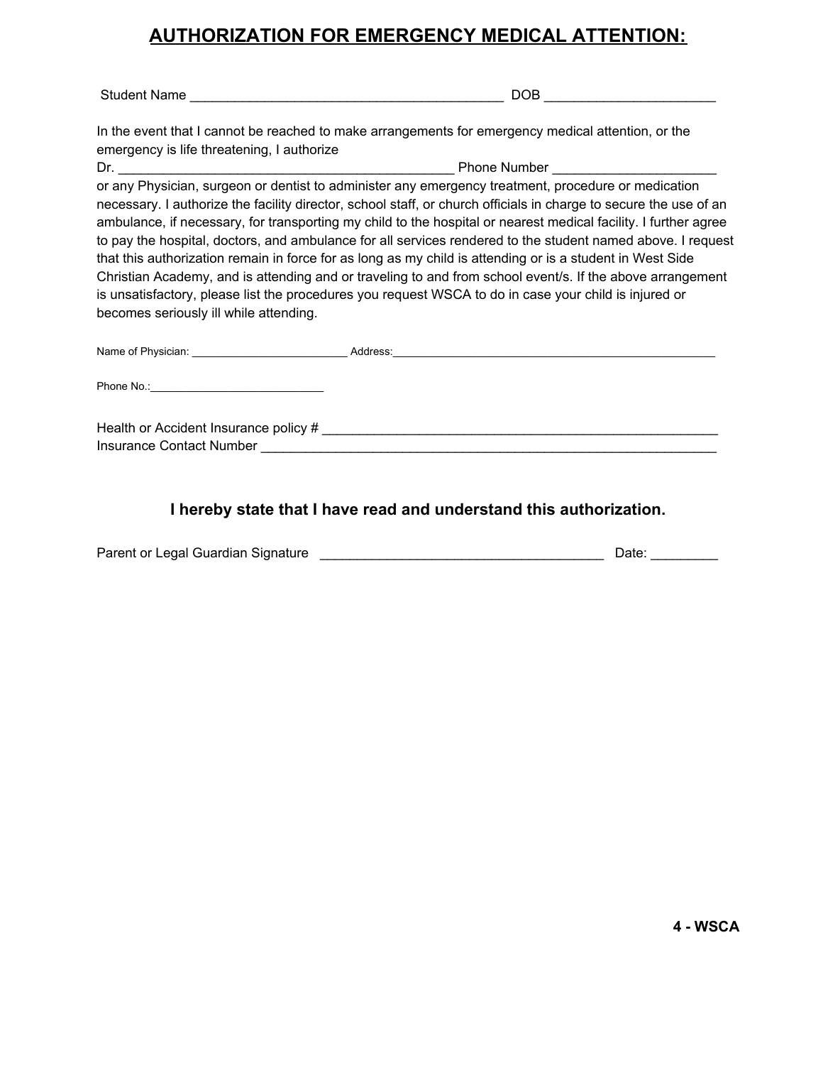## AUTHORIZATION FOR EMERGENCY MEDICAL ATTENTION:

Student Name ___________________________________________ DOB _______________________

In the event that I cannot be reached to make arrangements for emergency medical attention, or the emergency is life threatening, I authorize
Dr. ______________________________________________ Phone Number ______________________
or any Physician, surgeon or dentist to administer any emergency treatment, procedure or medication necessary. I authorize the facility director, school staff, or church officials in charge to secure the use of an ambulance, if necessary, for transporting my child to the hospital or nearest medical facility. I further agree to pay the hospital, doctors, and ambulance for all services rendered to the student named above. I request that this authorization remain in force for as long as my child is attending or is a student in West Side Christian Academy, and is attending and or traveling to and from school event/s. If the above arrangement is unsatisfactory, please list the procedures you request WSCA to do in case your child is injured or becomes seriously ill while attending.

Name of Physician: __________________________ Address:______________________________________________________

Phone No.:_____________________________

Health or Accident Insurance policy # ________________________________________________________
Insurance Contact Number _____________________________________________________________

**I hereby state that I have read and understand this authorization.**

Parent or Legal Guardian Signature ________________________________________ Date: _________

**4 - WSCA**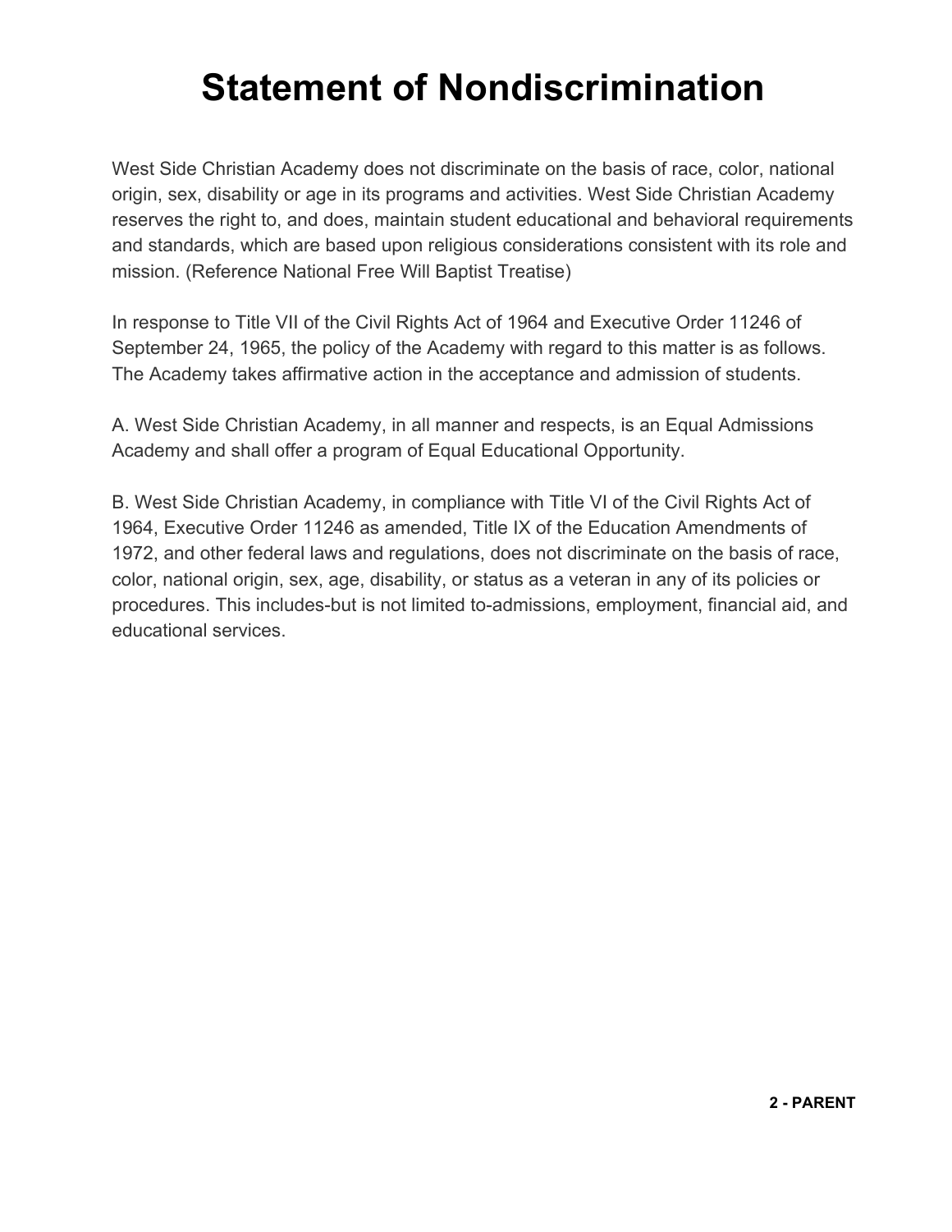# Statement of Nondiscrimination

West Side Christian Academy does not discriminate on the basis of race, color, national origin, sex, disability or age in its programs and activities. West Side Christian Academy reserves the right to, and does, maintain student educational and behavioral requirements and standards, which are based upon religious considerations consistent with its role and mission. (Reference National Free Will Baptist Treatise)

In response to Title VII of the Civil Rights Act of 1964 and Executive Order 11246 of September 24, 1965, the policy of the Academy with regard to this matter is as follows. The Academy takes affirmative action in the acceptance and admission of students.

A. West Side Christian Academy, in all manner and respects, is an Equal Admissions Academy and shall offer a program of Equal Educational Opportunity.

B. West Side Christian Academy, in compliance with Title VI of the Civil Rights Act of 1964, Executive Order 11246 as amended, Title IX of the Education Amendments of 1972, and other federal laws and regulations, does not discriminate on the basis of race, color, national origin, sex, age, disability, or status as a veteran in any of its policies or procedures. This includes-but is not limited to-admissions, employment, financial aid, and educational services.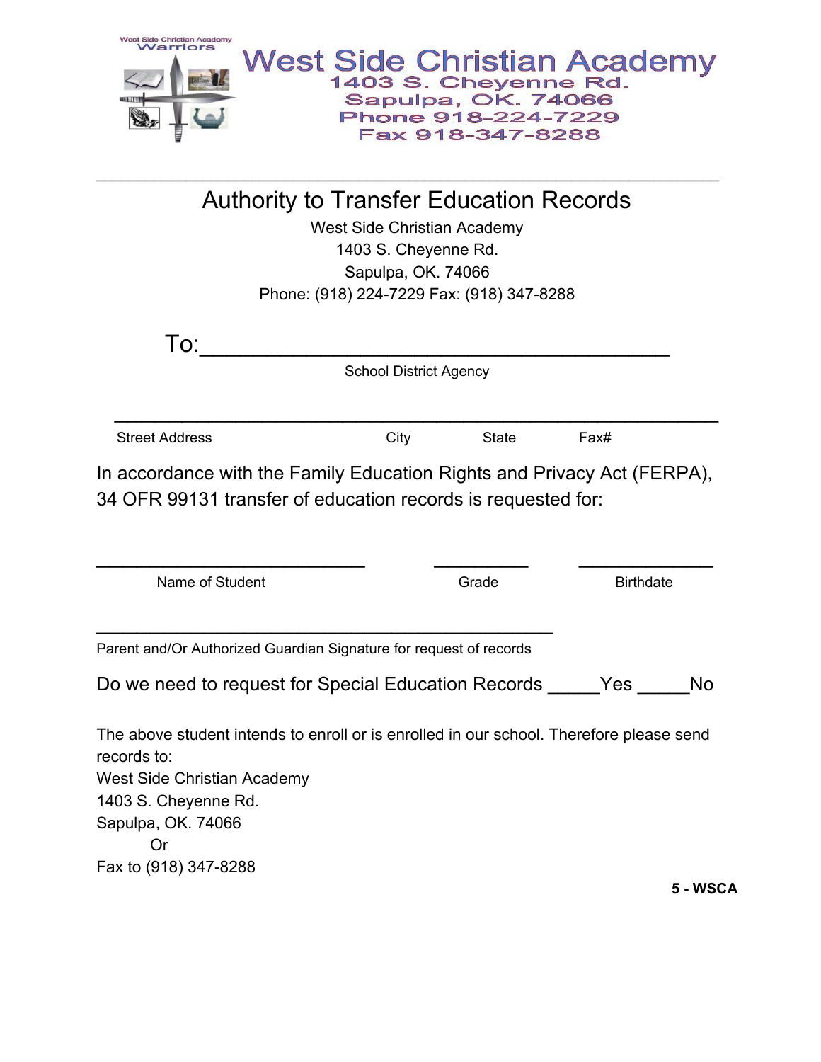West Side Christian Academy Warriors

# West Side Christian Academy

1403 S. Cheyenne Rd.
Sapulpa, OK. 74066
Phone 918-224-7229
Fax 918-347-8288

---

## Authority to Transfer Education Records

West Side Christian Academy
1403 S. Cheyenne Rd.
Sapulpa, OK. 74066
Phone: (918) 224-7229 Fax: (918) 347-8288

To:_______________________________________

School District Agency

_______________________________________________________

Street Address City State Fax#

In accordance with the Family Education Rights and Privacy Act (FERPA), 34 OFR 99131 transfer of education records is requested for:

_________________________ _________ _____________

Name of Student Grade Birthdate

_____________________________________________

Parent and/Or Authorized Guardian Signature for request of records

Do we need to request for Special Education Records _____Yes _____No

The above student intends to enroll or is enrolled in our school. Therefore please send records to:
West Side Christian Academy
1403 S. Cheyenne Rd.
Sapulpa, OK. 74066
Or
Fax to (918) 347-8288

**5 - WSCA**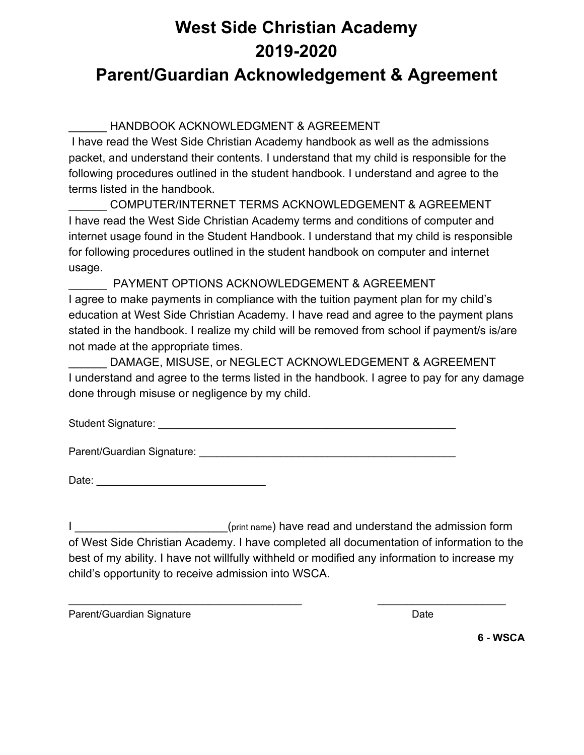# West Side Christian Academy
# 2019-2020
# Parent/Guardian Acknowledgement & Agreement

______ HANDBOOK ACKNOWLEDGMENT & AGREEMENT
I have read the West Side Christian Academy handbook as well as the admissions packet, and understand their contents. I understand that my child is responsible for the following procedures outlined in the student handbook. I understand and agree to the terms listed in the handbook.

______ COMPUTER/INTERNET TERMS ACKNOWLEDGEMENT & AGREEMENT
I have read the West Side Christian Academy terms and conditions of computer and internet usage found in the Student Handbook. I understand that my child is responsible for following procedures outlined in the student handbook on computer and internet usage.

______ PAYMENT OPTIONS ACKNOWLEDGEMENT & AGREEMENT
I agree to make payments in compliance with the tuition payment plan for my child's education at West Side Christian Academy. I have read and agree to the payment plans stated in the handbook. I realize my child will be removed from school if payment/s is/are not made at the appropriate times.

______ DAMAGE, MISUSE, or NEGLECT ACKNOWLEDGEMENT & AGREEMENT
I understand and agree to the terms listed in the handbook. I agree to pay for any damage done through misuse or negligence by my child.

Student Signature: ____________________________________________________

Parent/Guardian Signature: ____________________________________________

Date: ____________________________

I ________________________(print name) have read and understand the admission form of West Side Christian Academy. I have completed all documentation of information to the best of my ability. I have not willfully withheld or modified any information to increase my child's opportunity to receive admission into WSCA.

________________________________________ ______________________
Parent/Guardian Signature Date

6 - WSCA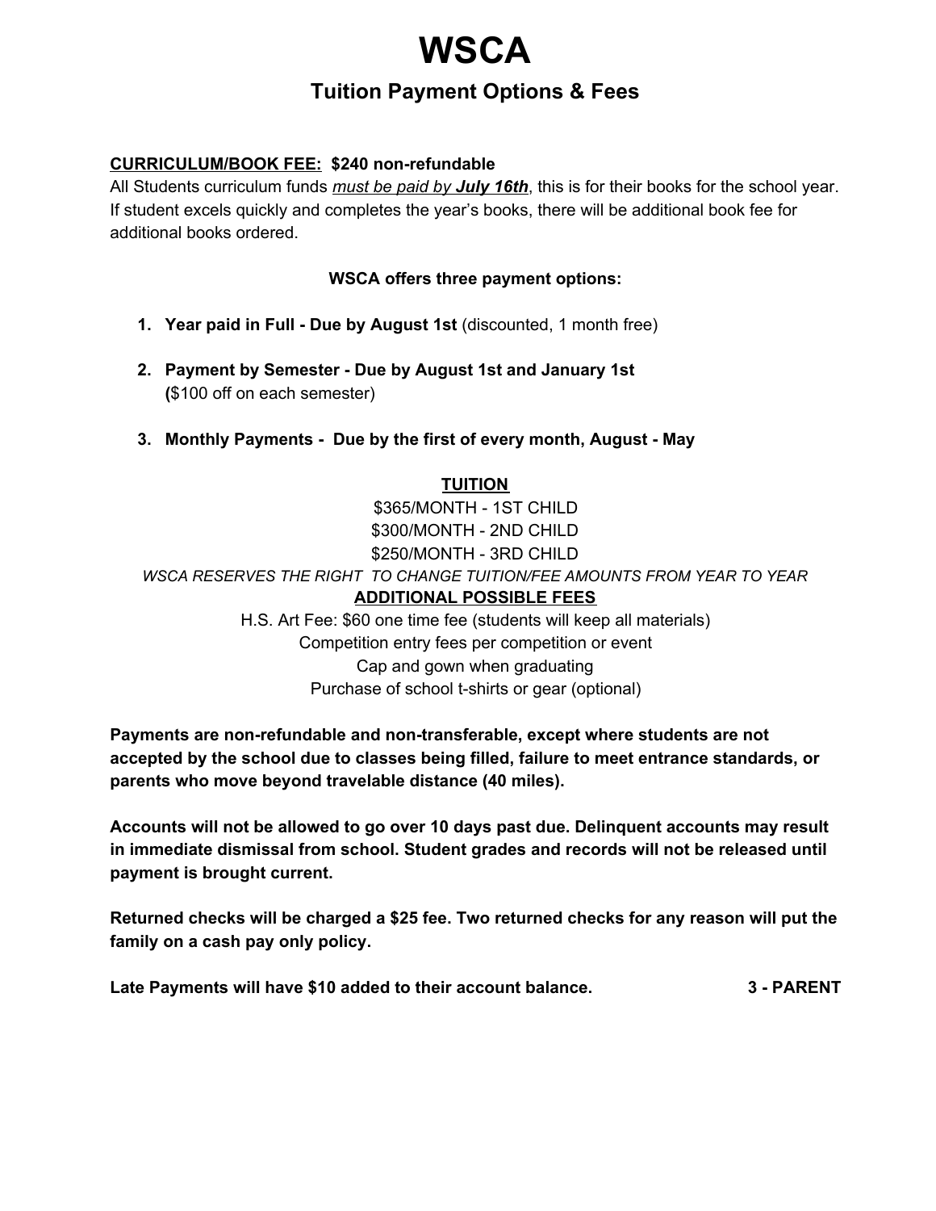# WSCA

## Tuition Payment Options & Fees

**<u>CURRICULUM/BOOK FEE:</u> $240 non-refundable**

All Students curriculum funds *<u>must be paid by</u>* ***<u>July 16th</u>***, this is for their books for the school year. If student excels quickly and completes the year's books, there will be additional book fee for additional books ordered.

**WSCA offers three payment options:**

1. **Year paid in Full - Due by August 1st** (discounted, 1 month free)

2. **Payment by Semester - Due by August 1st and January 1st**
   **(**$100 off on each semester)

3. **Monthly Payments - Due by the first of every month, August - May**

**<u>TUITION</u>**

$365/MONTH - 1ST CHILD
$300/MONTH - 2ND CHILD
$250/MONTH - 3RD CHILD

*WSCA RESERVES THE RIGHT TO CHANGE TUITION/FEE AMOUNTS FROM YEAR TO YEAR*

**<u>ADDITIONAL POSSIBLE FEES</u>**

H.S. Art Fee: $60 one time fee (students will keep all materials)
Competition entry fees per competition or event
Cap and gown when graduating
Purchase of school t-shirts or gear (optional)

**Payments are non-refundable and non-transferable, except where students are not accepted by the school due to classes being filled, failure to meet entrance standards, or parents who move beyond travelable distance (40 miles).**

**Accounts will not be allowed to go over 10 days past due. Delinquent accounts may result in immediate dismissal from school. Student grades and records will not be released until payment is brought current.**

**Returned checks will be charged a $25 fee. Two returned checks for any reason will put the family on a cash pay only policy.**

**Late Payments will have $10 added to their account balance.**